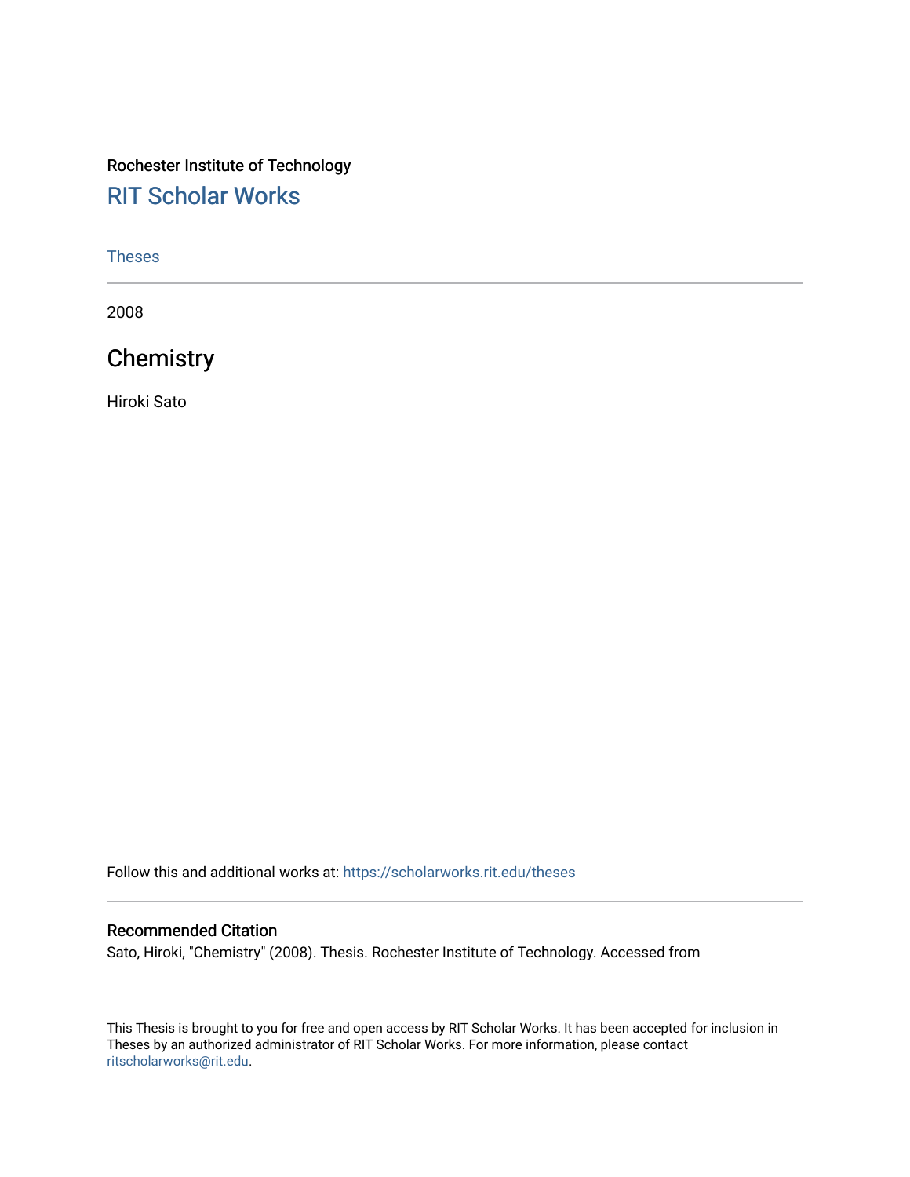Rochester Institute of Technology

## RIT Scholar Works

Theses

2008

# Chemistry

Hiroki Sato

Follow this and additional works at: https://scholarworks.rit.edu/theses

### Recommended Citation

Sato, Hiroki, "Chemistry" (2008). Thesis. Rochester Institute of Technology. Accessed from

This Thesis is brought to you for free and open access by RIT Scholar Works. It has been accepted for inclusion in Theses by an authorized administrator of RIT Scholar Works. For more information, please contact ritscholarworks@rit.edu.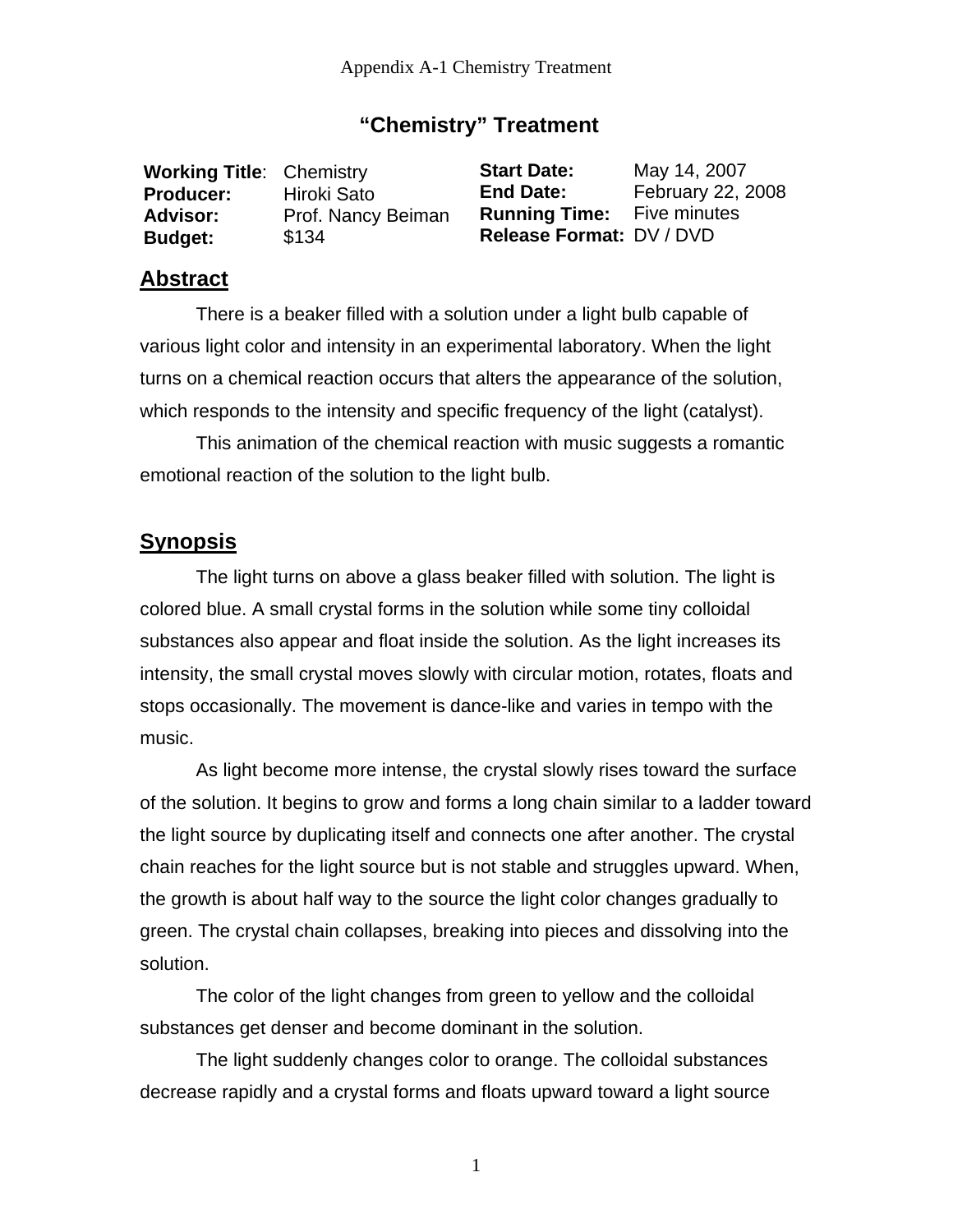# "Chemistry" Treatment

| **Working Title**: | Chemistry | **Start Date:** | May 14, 2007 |
|---|---|---|---|
| **Producer:** | Hiroki Sato | **End Date:** | February 22, 2008 |
| **Advisor:** | Prof. Nancy Beiman | **Running Time:** | Five minutes |
| **Budget:** | $134 | **Release Format:** | DV / DVD |

## Abstract

There is a beaker filled with a solution under a light bulb capable of various light color and intensity in an experimental laboratory. When the light turns on a chemical reaction occurs that alters the appearance of the solution, which responds to the intensity and specific frequency of the light (catalyst).

This animation of the chemical reaction with music suggests a romantic emotional reaction of the solution to the light bulb.

## Synopsis

The light turns on above a glass beaker filled with solution. The light is colored blue. A small crystal forms in the solution while some tiny colloidal substances also appear and float inside the solution. As the light increases its intensity, the small crystal moves slowly with circular motion, rotates, floats and stops occasionally. The movement is dance-like and varies in tempo with the music.

As light become more intense, the crystal slowly rises toward the surface of the solution. It begins to grow and forms a long chain similar to a ladder toward the light source by duplicating itself and connects one after another. The crystal chain reaches for the light source but is not stable and struggles upward. When, the growth is about half way to the source the light color changes gradually to green. The crystal chain collapses, breaking into pieces and dissolving into the solution.

The color of the light changes from green to yellow and the colloidal substances get denser and become dominant in the solution.

The light suddenly changes color to orange. The colloidal substances decrease rapidly and a crystal forms and floats upward toward a light source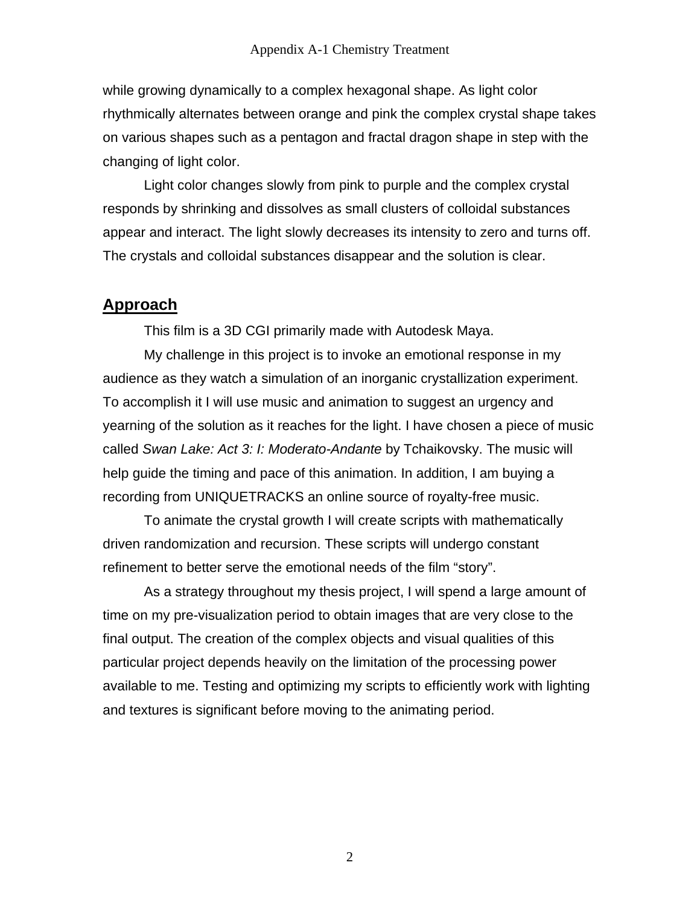while growing dynamically to a complex hexagonal shape. As light color rhythmically alternates between orange and pink the complex crystal shape takes on various shapes such as a pentagon and fractal dragon shape in step with the changing of light color.

Light color changes slowly from pink to purple and the complex crystal responds by shrinking and dissolves as small clusters of colloidal substances appear and interact. The light slowly decreases its intensity to zero and turns off. The crystals and colloidal substances disappear and the solution is clear.

## Approach

This film is a 3D CGI primarily made with Autodesk Maya.

My challenge in this project is to invoke an emotional response in my audience as they watch a simulation of an inorganic crystallization experiment. To accomplish it I will use music and animation to suggest an urgency and yearning of the solution as it reaches for the light. I have chosen a piece of music called *Swan Lake: Act 3: I: Moderato-Andante* by Tchaikovsky. The music will help guide the timing and pace of this animation. In addition, I am buying a recording from UNIQUETRACKS an online source of royalty-free music.

To animate the crystal growth I will create scripts with mathematically driven randomization and recursion. These scripts will undergo constant refinement to better serve the emotional needs of the film "story".

As a strategy throughout my thesis project, I will spend a large amount of time on my pre-visualization period to obtain images that are very close to the final output. The creation of the complex objects and visual qualities of this particular project depends heavily on the limitation of the processing power available to me. Testing and optimizing my scripts to efficiently work with lighting and textures is significant before moving to the animating period.